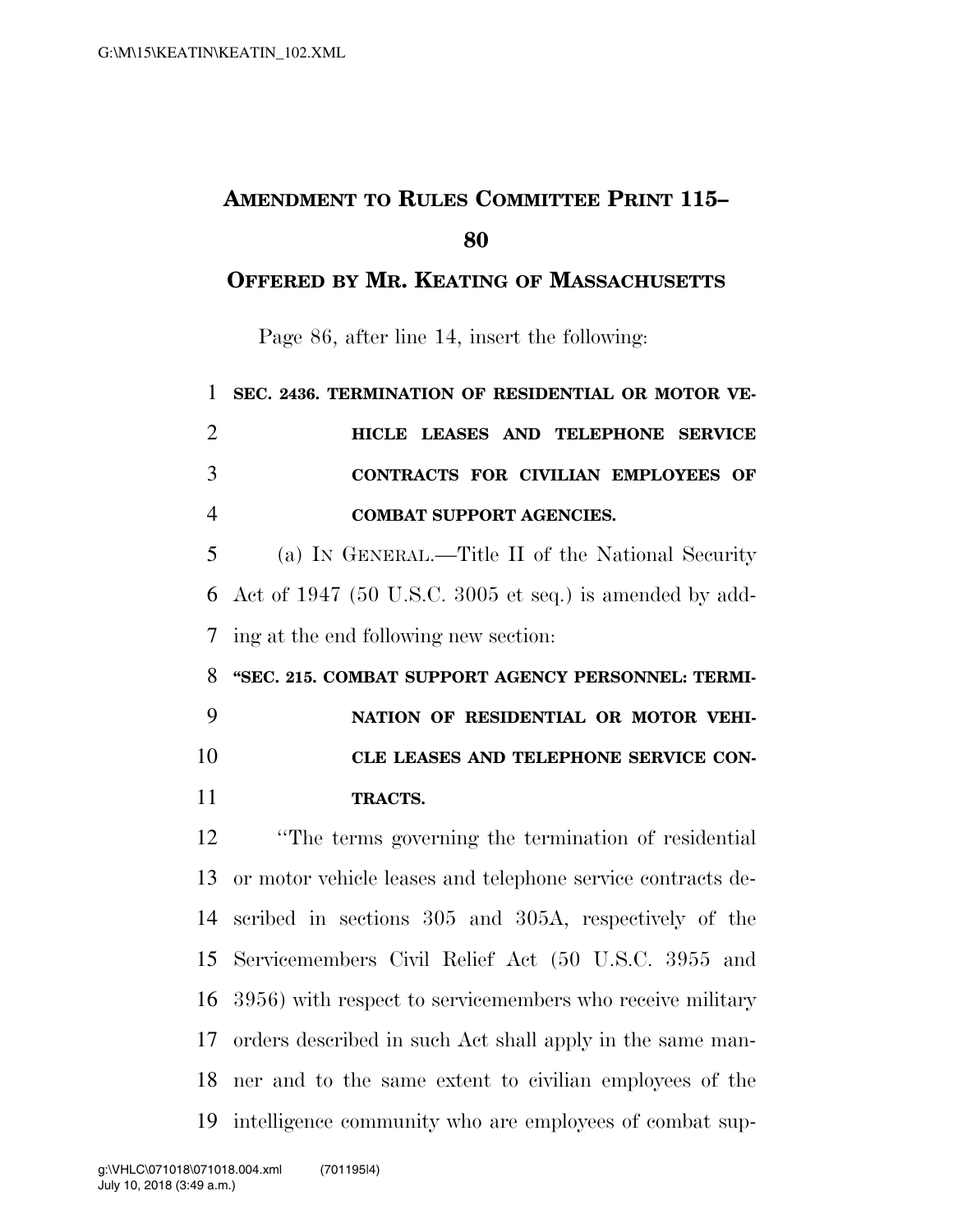# AMENDMENT TO RULES COMMITTEE PRINT 115–80

## OFFERED BY MR. KEATING OF MASSACHUSETTS

Page 86, after line 14, insert the following:

**SEC. 2436. TERMINATION OF RESIDENTIAL OR MOTOR VEHICLE LEASES AND TELEPHONE SERVICE CONTRACTS FOR CIVILIAN EMPLOYEES OF COMBAT SUPPORT AGENCIES.**

(a) IN GENERAL.—Title II of the National Security Act of 1947 (50 U.S.C. 3005 et seq.) is amended by adding at the end following new section:

**"SEC. 215. COMBAT SUPPORT AGENCY PERSONNEL: TERMINATION OF RESIDENTIAL OR MOTOR VEHICLE LEASES AND TELEPHONE SERVICE CONTRACTS.**

"The terms governing the termination of residential or motor vehicle leases and telephone service contracts described in sections 305 and 305A, respectively of the Servicemembers Civil Relief Act (50 U.S.C. 3955 and 3956) with respect to servicemembers who receive military orders described in such Act shall apply in the same manner and to the same extent to civilian employees of the intelligence community who are employees of combat sup-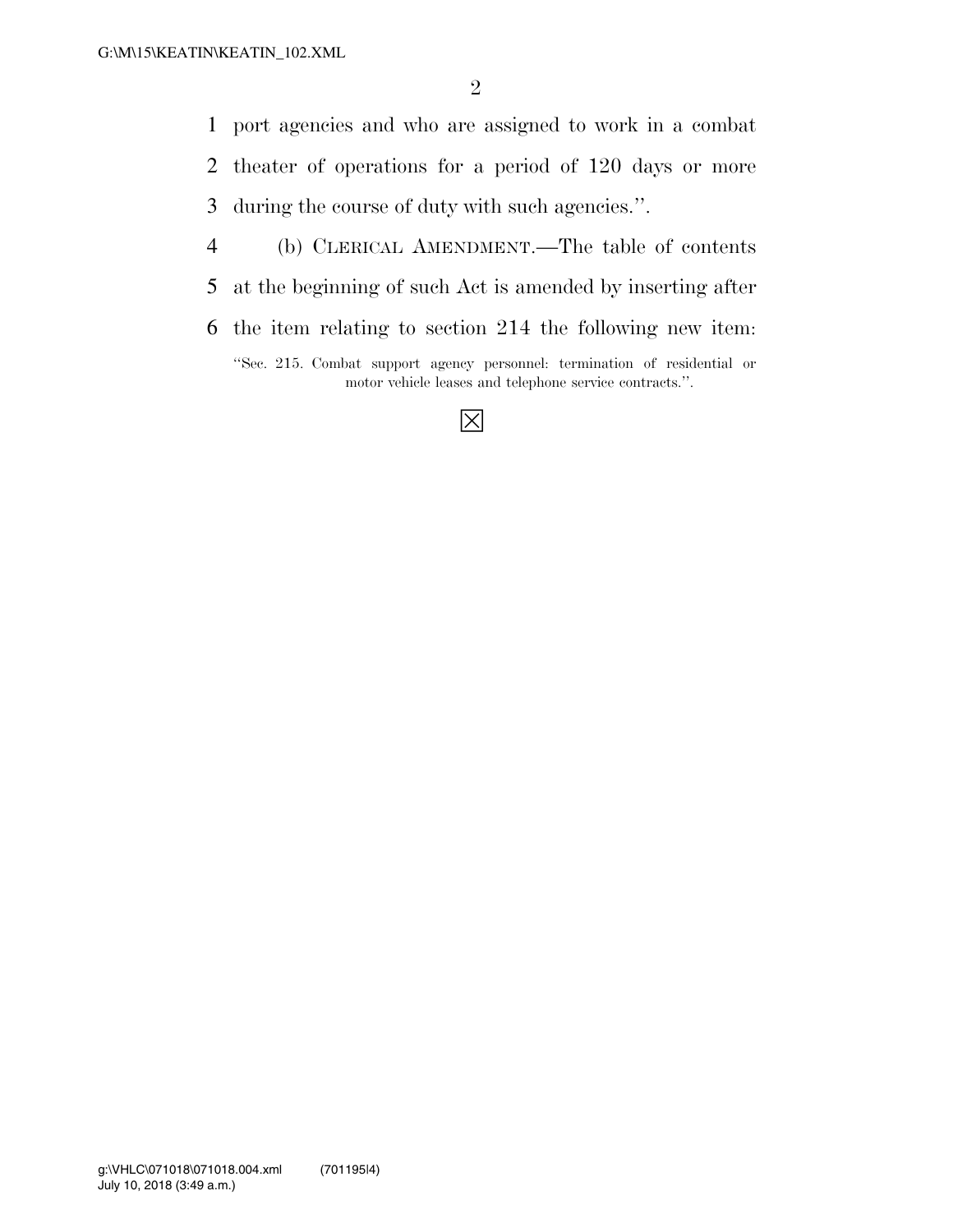port agencies and who are assigned to work in a combat theater of operations for a period of 120 days or more during the course of duty with such agencies.''.

(b) CLERICAL AMENDMENT.—The table of contents at the beginning of such Act is amended by inserting after the item relating to section 214 the following new item:

``Sec. 215. Combat support agency personnel: termination of residential or motor vehicle leases and telephone service contracts.''.

☒